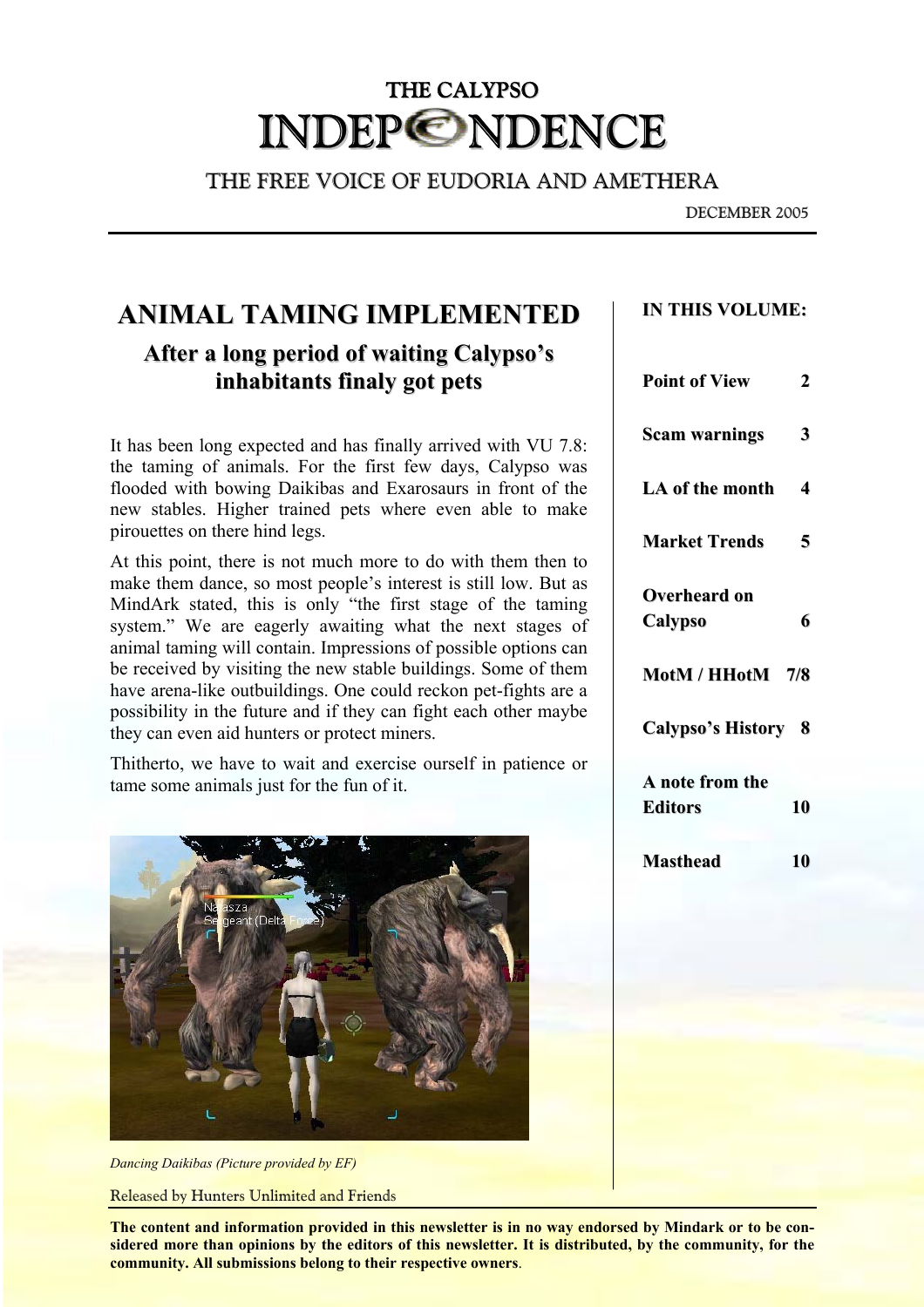# THE CALYPSO INDEPENDENCE

THE FREE VOICE OF EUDORIA AND AMETHERA

DECEMBER 2005

## ANIMAL TAMING IMPLEMENTED

### After a long period of waiting Calypso's inhabitants finaly got pets

It has been long expected and has finally arrived with VU 7.8: the taming of animals. For the first few days, Calypso was flooded with bowing Daikibas and Exarosaurs in front of the new stables. Higher trained pets where even able to make pirouettes on there hind legs.

At this point, there is not much more to do with them then to make them dance, so most people's interest is still low. But as MindArk stated, this is only "the first stage of the taming system." We are eagerly awaiting what the next stages of animal taming will contain. Impressions of possible options can be received by visiting the new stable buildings. Some of them have arena-like outbuildings. One could reckon pet-fights are a possibility in the future and if they can fight each other maybe they can even aid hunters or protect miners.

Thitherto, we have to wait and exercise ourself in patience or tame some animals just for the fun of it.

*Dancing Daikibas (Picture provided by EF)*

Released by Hunters Unlimited and Friends

**IN THIS VOLUME:**

| | |
|---|---|
| **Point of View** | **2** |
| **Scam warnings** | **3** |
| **LA of the month** | **4** |
| **Market Trends** | **5** |
| **Overheard on Calypso** | **6** |
| **MotM / HHotM** | **7/8** |
| **Calypso's History** | **8** |
| **A note from the Editors** | **10** |
| **Masthead** | **10** |

**The content and information provided in this newsletter is in no way endorsed by Mindark or to be considered more than opinions by the editors of this newsletter. It is distributed, by the community, for the community. All submissions belong to their respective owners**.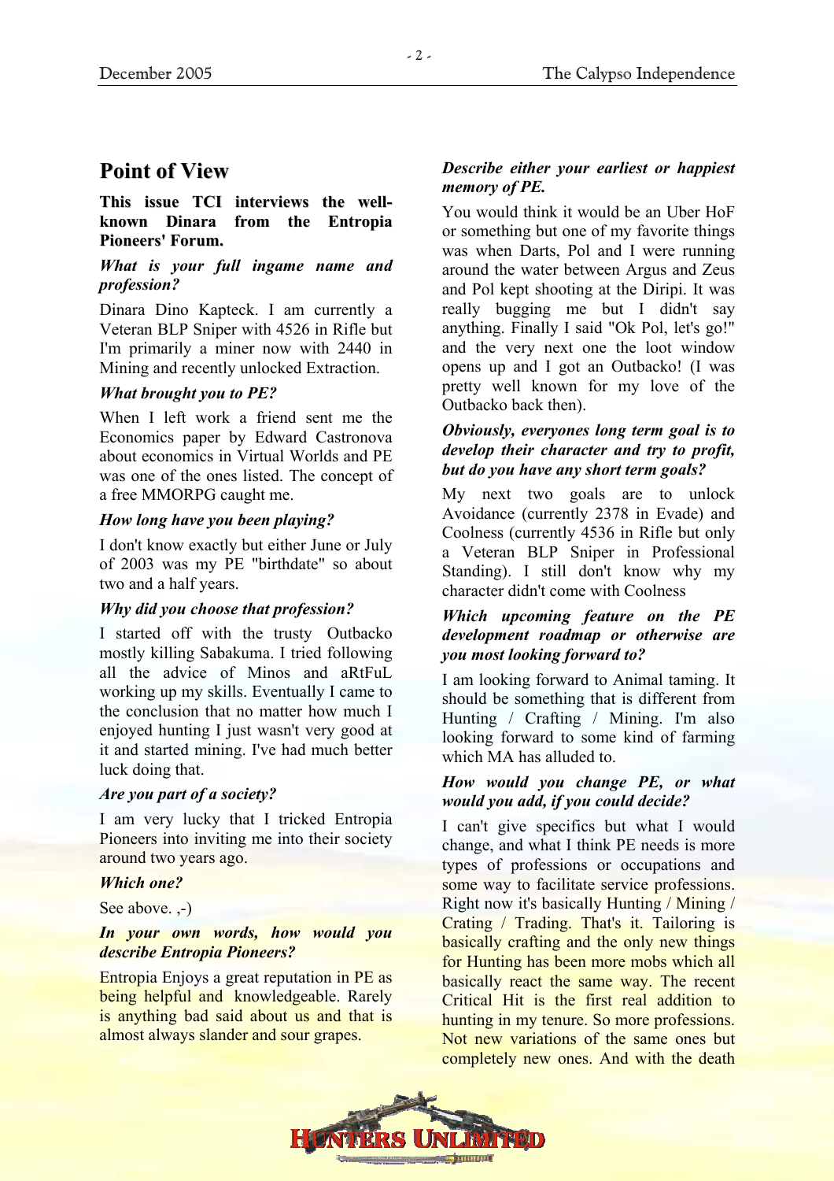## Point of View

**This issue TCI interviews the well-known Dinara from the Entropia Pioneers' Forum.**

***What is your full ingame name and profession?***

Dinara Dino Kapteck. I am currently a Veteran BLP Sniper with 4526 in Rifle but I'm primarily a miner now with 2440 in Mining and recently unlocked Extraction.

***What brought you to PE?***

When I left work a friend sent me the Economics paper by Edward Castronova about economics in Virtual Worlds and PE was one of the ones listed. The concept of a free MMORPG caught me.

***How long have you been playing?***

I don't know exactly but either June or July of 2003 was my PE "birthdate" so about two and a half years.

***Why did you choose that profession?***

I started off with the trusty Outbacko mostly killing Sabakuma. I tried following all the advice of Minos and aRtFuL working up my skills. Eventually I came to the conclusion that no matter how much I enjoyed hunting I just wasn't very good at it and started mining. I've had much better luck doing that.

***Are you part of a society?***

I am very lucky that I tricked Entropia Pioneers into inviting me into their society around two years ago.

***Which one?***

See above. ,-)

***In your own words, how would you describe Entropia Pioneers?***

Entropia Enjoys a great reputation in PE as being helpful and knowledgeable. Rarely is anything bad said about us and that is almost always slander and sour grapes.

***Describe either your earliest or happiest memory of PE.***

You would think it would be an Uber HoF or something but one of my favorite things was when Darts, Pol and I were running around the water between Argus and Zeus and Pol kept shooting at the Diripi. It was really bugging me but I didn't say anything. Finally I said "Ok Pol, let's go!" and the very next one the loot window opens up and I got an Outbacko! (I was pretty well known for my love of the Outbacko back then).

***Obviously, everyones long term goal is to develop their character and try to profit, but do you have any short term goals?***

My next two goals are to unlock Avoidance (currently 2378 in Evade) and Coolness (currently 4536 in Rifle but only a Veteran BLP Sniper in Professional Standing). I still don't know why my character didn't come with Coolness

***Which upcoming feature on the PE development roadmap or otherwise are you most looking forward to?***

I am looking forward to Animal taming. It should be something that is different from Hunting / Crafting / Mining. I'm also looking forward to some kind of farming which MA has alluded to.

***How would you change PE, or what would you add, if you could decide?***

I can't give specifics but what I would change, and what I think PE needs is more types of professions or occupations and some way to facilitate service professions. Right now it's basically Hunting / Mining / Crating / Trading. That's it. Tailoring is basically crafting and the only new things for Hunting has been more mobs which all basically react the same way. The recent Critical Hit is the first real addition to hunting in my tenure. So more professions. Not new variations of the same ones but completely new ones. And with the death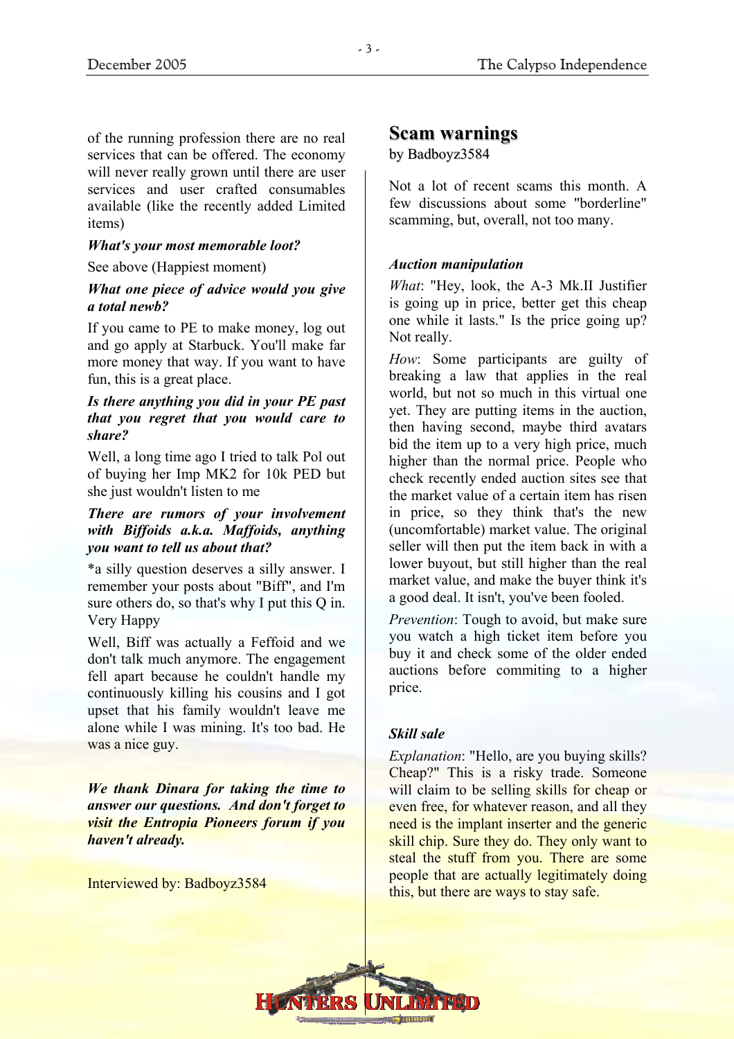of the running profession there are no real services that can be offered. The economy will never really grown until there are user services and user crafted consumables available (like the recently added Limited items)

***What's your most memorable loot?***

See above (Happiest moment)

***What one piece of advice would you give a total newb?***

If you came to PE to make money, log out and go apply at Starbuck. You'll make far more money that way. If you want to have fun, this is a great place.

***Is there anything you did in your PE past that you regret that you would care to share?***

Well, a long time ago I tried to talk Pol out of buying her Imp MK2 for 10k PED but she just wouldn't listen to me

***There are rumors of your involvement with Biffoids a.k.a. Maffoids, anything you want to tell us about that?***

*a silly question deserves a silly answer. I remember your posts about "Biff", and I'm sure others do, so that's why I put this Q in. Very Happy

Well, Biff was actually a Feffoid and we don't talk much anymore. The engagement fell apart because he couldn't handle my continuously killing his cousins and I got upset that his family wouldn't leave me alone while I was mining. It's too bad. He was a nice guy.

***We thank Dinara for taking the time to answer our questions. And don't forget to visit the Entropia Pioneers forum if you haven't already.***

Interviewed by: Badboyz3584

# Scam warnings

by Badboyz3584

Not a lot of recent scams this month. A few discussions about some "borderline" scamming, but, overall, not too many.

***Auction manipulation***

*What*: "Hey, look, the A-3 Mk.II Justifier is going up in price, better get this cheap one while it lasts." Is the price going up? Not really.

*How*: Some participants are guilty of breaking a law that applies in the real world, but not so much in this virtual one yet. They are putting items in the auction, then having second, maybe third avatars bid the item up to a very high price, much higher than the normal price. People who check recently ended auction sites see that the market value of a certain item has risen in price, so they think that's the new (uncomfortable) market value. The original seller will then put the item back in with a lower buyout, but still higher than the real market value, and make the buyer think it's a good deal. It isn't, you've been fooled.

*Prevention*: Tough to avoid, but make sure you watch a high ticket item before you buy it and check some of the older ended auctions before commiting to a higher price.

***Skill sale***

*Explanation*: "Hello, are you buying skills? Cheap?" This is a risky trade. Someone will claim to be selling skills for cheap or even free, for whatever reason, and all they need is the implant inserter and the generic skill chip. Sure they do. They only want to steal the stuff from you. There are some people that are actually legitimately doing this, but there are ways to stay safe.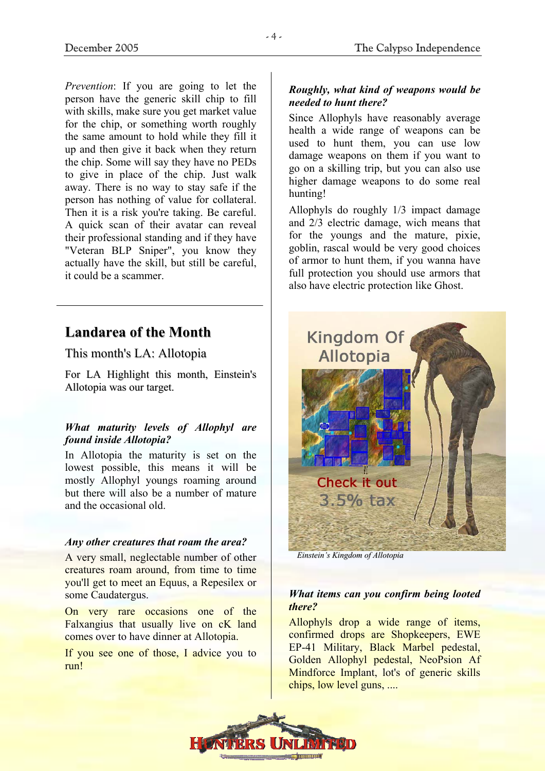*Prevention*: If you are going to let the person have the generic skill chip to fill with skills, make sure you get market value for the chip, or something worth roughly the same amount to hold while they fill it up and then give it back when they return the chip. Some will say they have no PEDs to give in place of the chip. Just walk away. There is no way to stay safe if the person has nothing of value for collateral. Then it is a risk you're taking. Be careful. A quick scan of their avatar can reveal their professional standing and if they have "Veteran BLP Sniper", you know they actually have the skill, but still be careful, it could be a scammer.

## Landarea of the Month

This month's LA: Allotopia

For LA Highlight this month, Einstein's Allotopia was our target.

***What maturity levels of Allophyl are found inside Allotopia?***

In Allotopia the maturity is set on the lowest possible, this means it will be mostly Allophyl youngs roaming around but there will also be a number of mature and the occasional old.

***Any other creatures that roam the area?***

A very small, neglectable number of other creatures roam around, from time to time you'll get to meet an Equus, a Repesilex or some Caudatergus.

On very rare occasions one of the Falxangius that usually live on cK land comes over to have dinner at Allotopia.

If you see one of those, I advice you to run!

***Roughly, what kind of weapons would be needed to hunt there?***

Since Allophyls have reasonably average health a wide range of weapons can be used to hunt them, you can use low damage weapons on them if you want to go on a skilling trip, but you can also use higher damage weapons to do some real hunting!

Allophyls do roughly 1/3 impact damage and 2/3 electric damage, wich means that for the youngs and the mature, pixie, goblin, rascal would be very good choices of armor to hunt them, if you wanna have full protection you should use armors that also have electric protection like Ghost.

*Einstein's Kingdom of Allotopia*

***What items can you confirm being looted there?***

Allophyls drop a wide range of items, confirmed drops are Shopkeepers, EWE EP-41 Military, Black Marbel pedestal, Golden Allophyl pedestal, NeoPsion Af Mindforce Implant, lot's of generic skills chips, low level guns, ....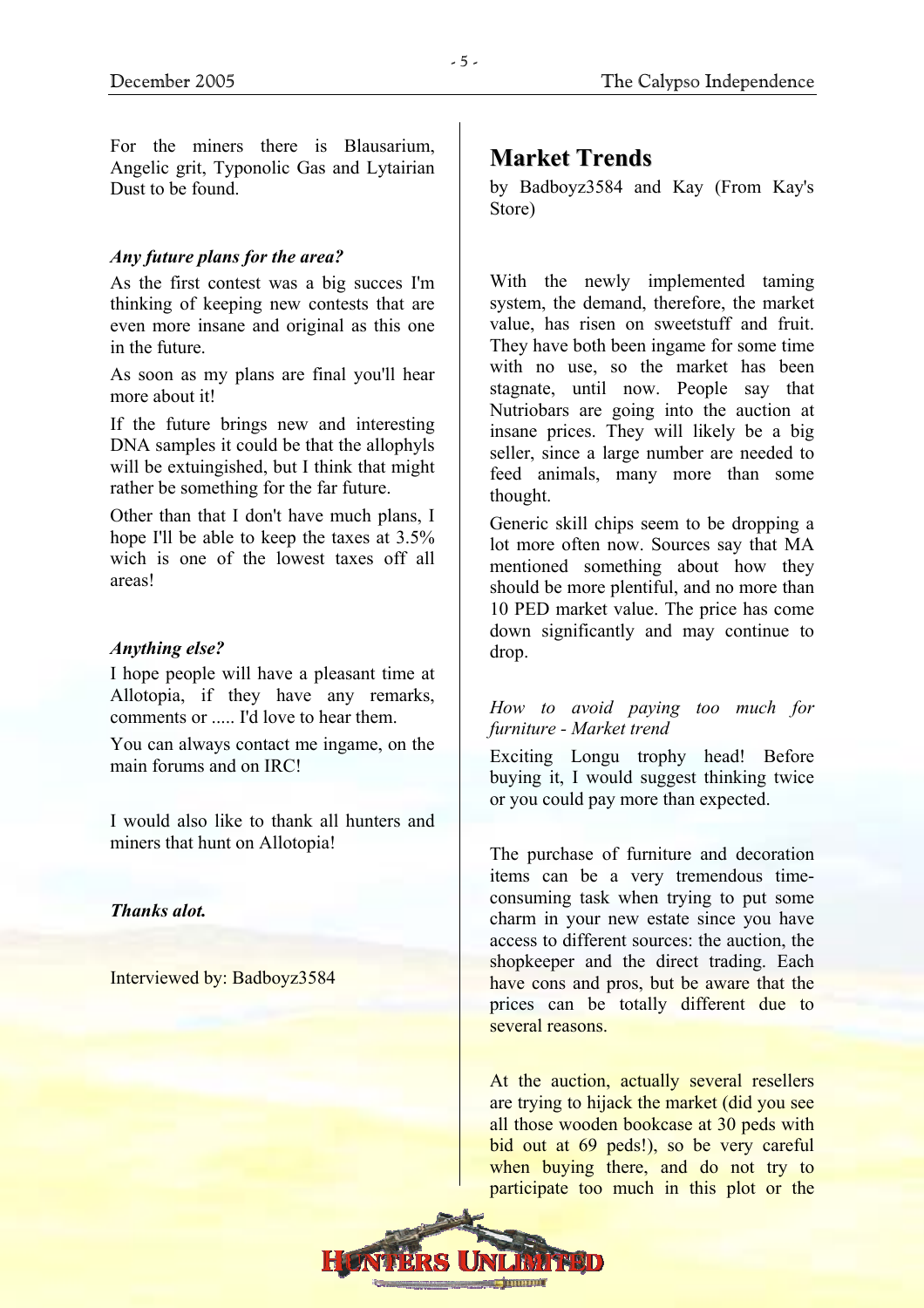For the miners there is Blausarium, Angelic grit, Typonolic Gas and Lytairian Dust to be found.

***Any future plans for the area?***

As the first contest was a big succes I'm thinking of keeping new contests that are even more insane and original as this one in the future.

As soon as my plans are final you'll hear more about it!

If the future brings new and interesting DNA samples it could be that the allophyls will be extuingished, but I think that might rather be something for the far future.

Other than that I don't have much plans, I hope I'll be able to keep the taxes at 3.5% wich is one of the lowest taxes off all areas!

***Anything else?***

I hope people will have a pleasant time at Allotopia, if they have any remarks, comments or ..... I'd love to hear them.

You can always contact me ingame, on the main forums and on IRC!

I would also like to thank all hunters and miners that hunt on Allotopia!

***Thanks alot.***

Interviewed by: Badboyz3584

## Market Trends

by Badboyz3584 and Kay (From Kay's Store)

With the newly implemented taming system, the demand, therefore, the market value, has risen on sweetstuff and fruit. They have both been ingame for some time with no use, so the market has been stagnate, until now. People say that Nutriobars are going into the auction at insane prices. They will likely be a big seller, since a large number are needed to feed animals, many more than some thought.

Generic skill chips seem to be dropping a lot more often now. Sources say that MA mentioned something about how they should be more plentiful, and no more than 10 PED market value. The price has come down significantly and may continue to drop.

*How to avoid paying too much for furniture - Market trend*

Exciting Longu trophy head! Before buying it, I would suggest thinking twice or you could pay more than expected.

The purchase of furniture and decoration items can be a very tremendous time-consuming task when trying to put some charm in your new estate since you have access to different sources: the auction, the shopkeeper and the direct trading. Each have cons and pros, but be aware that the prices can be totally different due to several reasons.

At the auction, actually several resellers are trying to hijack the market (did you see all those wooden bookcase at 30 peds with bid out at 69 peds!), so be very careful when buying there, and do not try to participate too much in this plot or the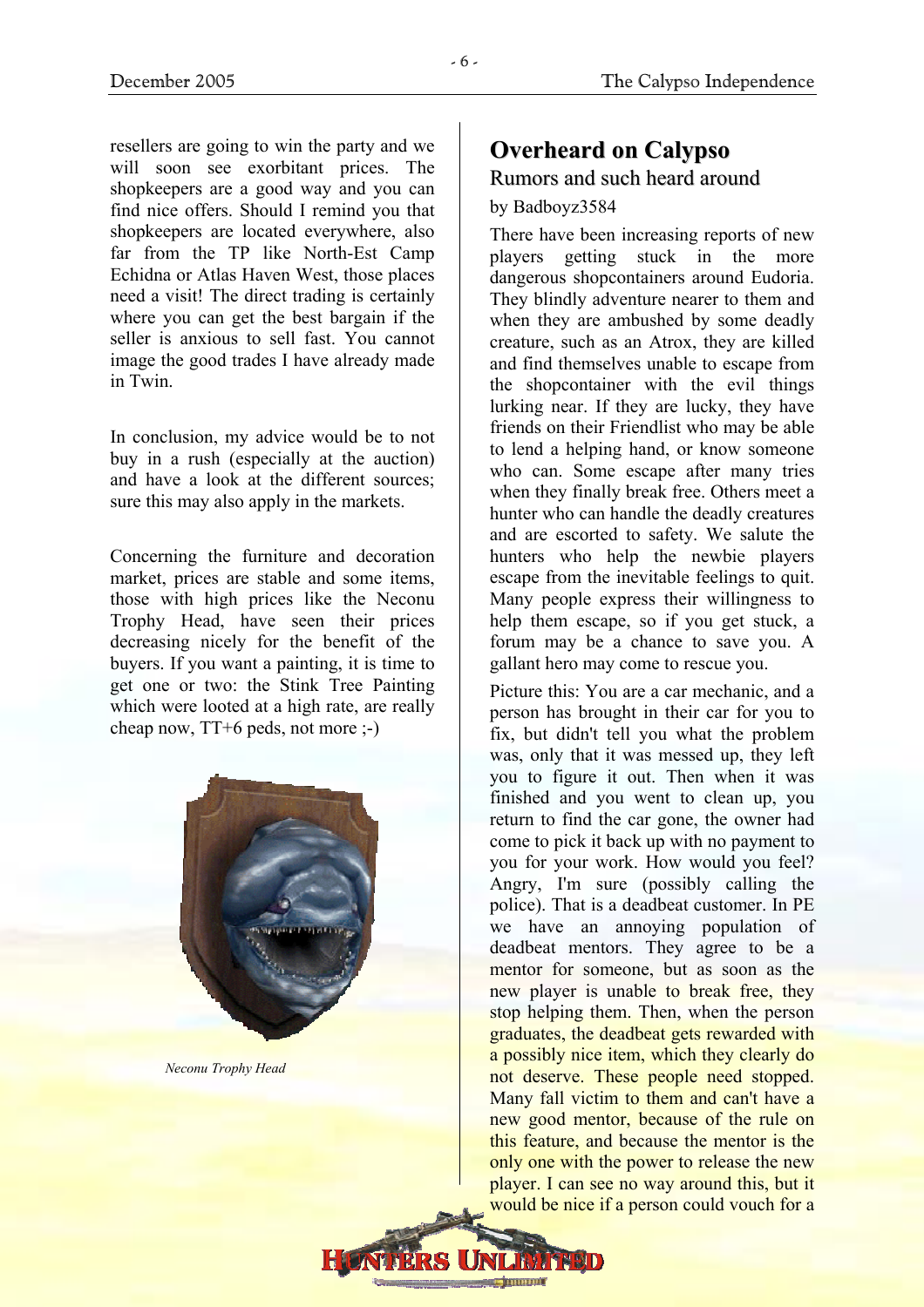resellers are going to win the party and we will soon see exorbitant prices. The shopkeepers are a good way and you can find nice offers. Should I remind you that shopkeepers are located everywhere, also far from the TP like North-Est Camp Echidna or Atlas Haven West, those places need a visit! The direct trading is certainly where you can get the best bargain if the seller is anxious to sell fast. You cannot image the good trades I have already made in Twin.

In conclusion, my advice would be to not buy in a rush (especially at the auction) and have a look at the different sources; sure this may also apply in the markets.

Concerning the furniture and decoration market, prices are stable and some items, those with high prices like the Neconu Trophy Head, have seen their prices decreasing nicely for the benefit of the buyers. If you want a painting, it is time to get one or two: the Stink Tree Painting which were looted at a high rate, are really cheap now, TT+6 peds, not more ;-)

*Neconu Trophy Head*

## Overheard on Calypso

### Rumors and such heard around

by Badboyz3584

There have been increasing reports of new players getting stuck in the more dangerous shopcontainers around Eudoria. They blindly adventure nearer to them and when they are ambushed by some deadly creature, such as an Atrox, they are killed and find themselves unable to escape from the shopcontainer with the evil things lurking near. If they are lucky, they have friends on their Friendlist who may be able to lend a helping hand, or know someone who can. Some escape after many tries when they finally break free. Others meet a hunter who can handle the deadly creatures and are escorted to safety. We salute the hunters who help the newbie players escape from the inevitable feelings to quit. Many people express their willingness to help them escape, so if you get stuck, a forum may be a chance to save you. A gallant hero may come to rescue you.

Picture this: You are a car mechanic, and a person has brought in their car for you to fix, but didn't tell you what the problem was, only that it was messed up, they left you to figure it out. Then when it was finished and you went to clean up, you return to find the car gone, the owner had come to pick it back up with no payment to you for your work. How would you feel? Angry, I'm sure (possibly calling the police). That is a deadbeat customer. In PE we have an annoying population of deadbeat mentors. They agree to be a mentor for someone, but as soon as the new player is unable to break free, they stop helping them. Then, when the person graduates, the deadbeat gets rewarded with a possibly nice item, which they certainly do not deserve. These people need stopped. Many fall victim to them and can't have a new good mentor, because of the rule on this feature, and because the mentor is the only one with the power to release the new player. I can see no way around this, but it would be nice if a person could vouch for a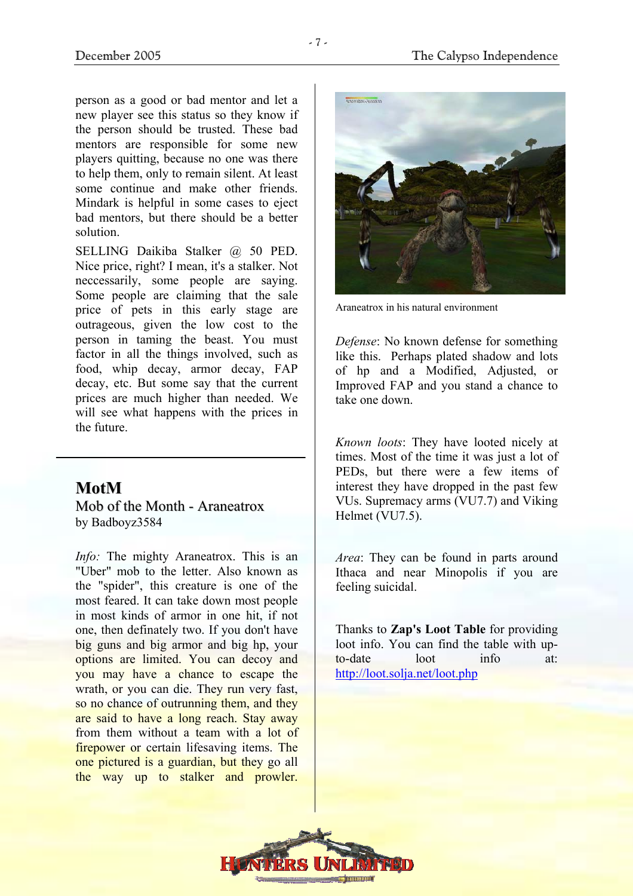person as a good or bad mentor and let a new player see this status so they know if the person should be trusted. These bad mentors are responsible for some new players quitting, because no one was there to help them, only to remain silent. At least some continue and make other friends. Mindark is helpful in some cases to eject bad mentors, but there should be a better solution.

SELLING Daikiba Stalker @ 50 PED. Nice price, right? I mean, it's a stalker. Not neccessarily, some people are saying. Some people are claiming that the sale price of pets in this early stage are outrageous, given the low cost to the person in taming the beast. You must factor in all the things involved, such as food, whip decay, armor decay, FAP decay, etc. But some say that the current prices are much higher than needed. We will see what happens with the prices in the future.

---

## MotM

### Mob of the Month - Araneatrox

by Badboyz3584

*Info:* The mighty Araneatrox. This is an "Uber" mob to the letter. Also known as the "spider", this creature is one of the most feared. It can take down most people in most kinds of armor in one hit, if not one, then definately two. If you don't have big guns and big armor and big hp, your options are limited. You can decoy and you may have a chance to escape the wrath, or you can die. They run very fast, so no chance of outrunning them, and they are said to have a long reach. Stay away from them without a team with a lot of firepower or certain lifesaving items. The one pictured is a guardian, but they go all the way up to stalker and prowler.

Araneatrox in his natural environment

*Defense*: No known defense for something like this. Perhaps plated shadow and lots of hp and a Modified, Adjusted, or Improved FAP and you stand a chance to take one down.

*Known loots*: They have looted nicely at times. Most of the time it was just a lot of PEDs, but there were a few items of interest they have dropped in the past few VUs. Supremacy arms (VU7.7) and Viking Helmet (VU7.5).

*Area*: They can be found in parts around Ithaca and near Minopolis if you are feeling suicidal.

Thanks to **Zap's Loot Table** for providing loot info. You can find the table with up-to-date loot info at: http://loot.solja.net/loot.php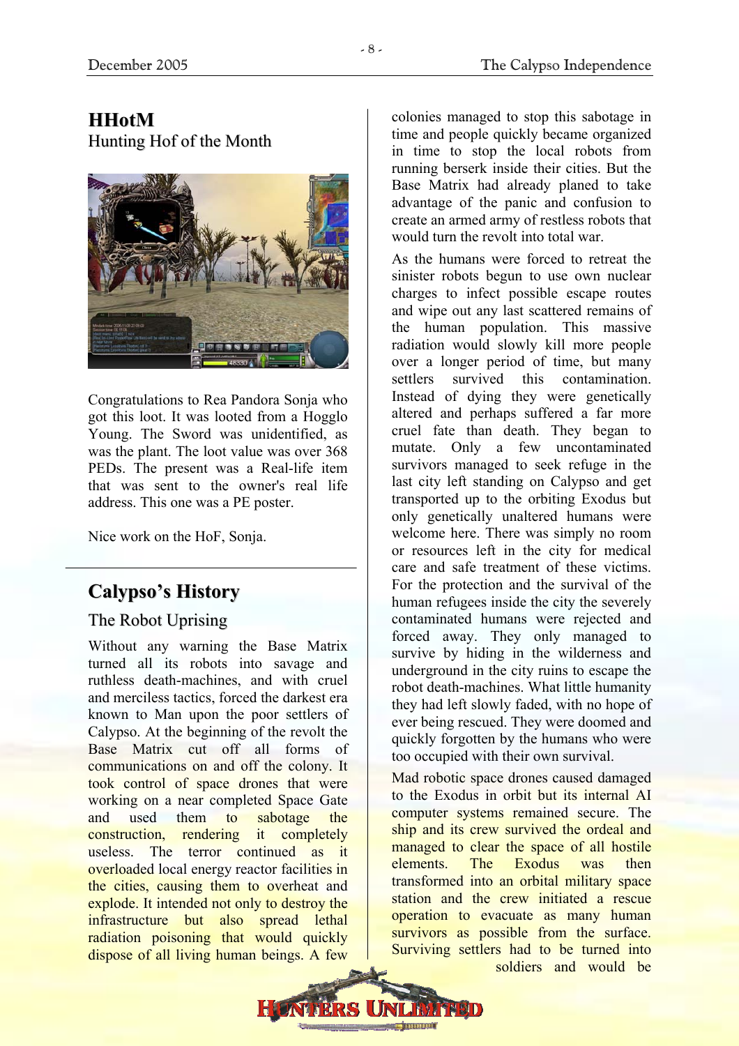## HHotM

Hunting Hof of the Month

Congratulations to Rea Pandora Sonja who got this loot. It was looted from a Hogglo Young. The Sword was unidentified, as was the plant. The loot value was over 368 PEDs. The present was a Real-life item that was sent to the owner's real life address. This one was a PE poster.

Nice work on the HoF, Sonja.

## Calypso's History

### The Robot Uprising

Without any warning the Base Matrix turned all its robots into savage and ruthless death-machines, and with cruel and merciless tactics, forced the darkest era known to Man upon the poor settlers of Calypso. At the beginning of the revolt the Base Matrix cut off all forms of communications on and off the colony. It took control of space drones that were working on a near completed Space Gate and used them to sabotage the construction, rendering it completely useless. The terror continued as it overloaded local energy reactor facilities in the cities, causing them to overheat and explode. It intended not only to destroy the infrastructure but also spread lethal radiation poisoning that would quickly dispose of all living human beings. A few colonies managed to stop this sabotage in time and people quickly became organized in time to stop the local robots from running berserk inside their cities. But the Base Matrix had already planed to take advantage of the panic and confusion to create an armed army of restless robots that would turn the revolt into total war.

As the humans were forced to retreat the sinister robots begun to use own nuclear charges to infect possible escape routes and wipe out any last scattered remains of the human population. This massive radiation would slowly kill more people over a longer period of time, but many settlers survived this contamination. Instead of dying they were genetically altered and perhaps suffered a far more cruel fate than death. They began to mutate. Only a few uncontaminated survivors managed to seek refuge in the last city left standing on Calypso and get transported up to the orbiting Exodus but only genetically unaltered humans were welcome here. There was simply no room or resources left in the city for medical care and safe treatment of these victims. For the protection and the survival of the human refugees inside the city the severely contaminated humans were rejected and forced away. They only managed to survive by hiding in the wilderness and underground in the city ruins to escape the robot death-machines. What little humanity they had left slowly faded, with no hope of ever being rescued. They were doomed and quickly forgotten by the humans who were too occupied with their own survival.

Mad robotic space drones caused damaged to the Exodus in orbit but its internal AI computer systems remained secure. The ship and its crew survived the ordeal and managed to clear the space of all hostile elements. The Exodus was then transformed into an orbital military space station and the crew initiated a rescue operation to evacuate as many human survivors as possible from the surface. Surviving settlers had to be turned into soldiers and would be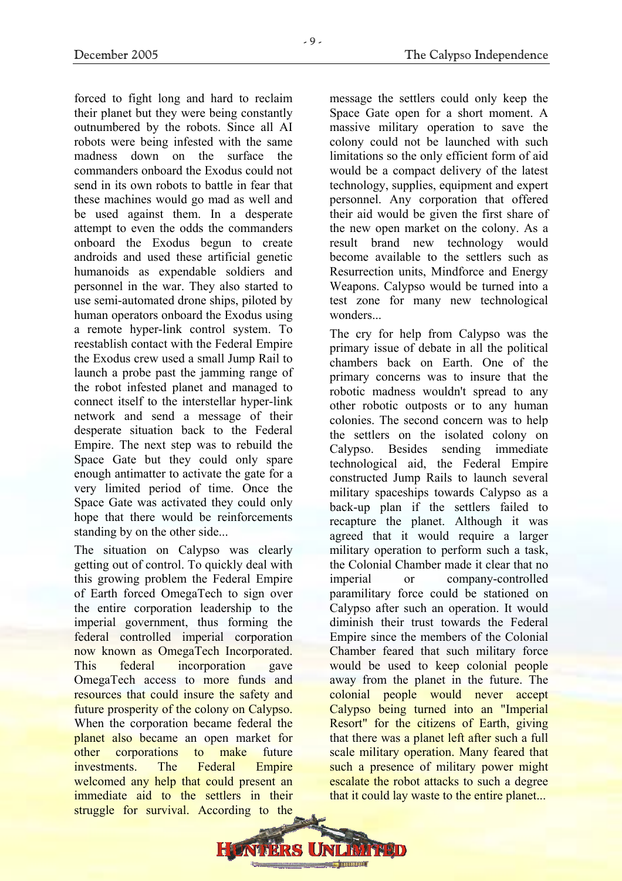forced to fight long and hard to reclaim their planet but they were being constantly outnumbered by the robots. Since all AI robots were being infested with the same madness down on the surface the commanders onboard the Exodus could not send in its own robots to battle in fear that these machines would go mad as well and be used against them. In a desperate attempt to even the odds the commanders onboard the Exodus begun to create androids and used these artificial genetic humanoids as expendable soldiers and personnel in the war. They also started to use semi-automated drone ships, piloted by human operators onboard the Exodus using a remote hyper-link control system. To reestablish contact with the Federal Empire the Exodus crew used a small Jump Rail to launch a probe past the jamming range of the robot infested planet and managed to connect itself to the interstellar hyper-link network and send a message of their desperate situation back to the Federal Empire. The next step was to rebuild the Space Gate but they could only spare enough antimatter to activate the gate for a very limited period of time. Once the Space Gate was activated they could only hope that there would be reinforcements standing by on the other side...

The situation on Calypso was clearly getting out of control. To quickly deal with this growing problem the Federal Empire of Earth forced OmegaTech to sign over the entire corporation leadership to the imperial government, thus forming the federal controlled imperial corporation now known as OmegaTech Incorporated. This federal incorporation gave OmegaTech access to more funds and resources that could insure the safety and future prosperity of the colony on Calypso. When the corporation became federal the planet also became an open market for other corporations to make future investments. The Federal Empire welcomed any help that could present an immediate aid to the settlers in their struggle for survival. According to the message the settlers could only keep the Space Gate open for a short moment. A massive military operation to save the colony could not be launched with such limitations so the only efficient form of aid would be a compact delivery of the latest technology, supplies, equipment and expert personnel. Any corporation that offered their aid would be given the first share of the new open market on the colony. As a result brand new technology would become available to the settlers such as Resurrection units, Mindforce and Energy Weapons. Calypso would be turned into a test zone for many new technological wonders...

The cry for help from Calypso was the primary issue of debate in all the political chambers back on Earth. One of the primary concerns was to insure that the robotic madness wouldn't spread to any other robotic outposts or to any human colonies. The second concern was to help the settlers on the isolated colony on Calypso. Besides sending immediate technological aid, the Federal Empire constructed Jump Rails to launch several military spaceships towards Calypso as a back-up plan if the settlers failed to recapture the planet. Although it was agreed that it would require a larger military operation to perform such a task, the Colonial Chamber made it clear that no imperial or company-controlled paramilitary force could be stationed on Calypso after such an operation. It would diminish their trust towards the Federal Empire since the members of the Colonial Chamber feared that such military force would be used to keep colonial people away from the planet in the future. The colonial people would never accept Calypso being turned into an "Imperial Resort" for the citizens of Earth, giving that there was a planet left after such a full scale military operation. Many feared that such a presence of military power might escalate the robot attacks to such a degree that it could lay waste to the entire planet...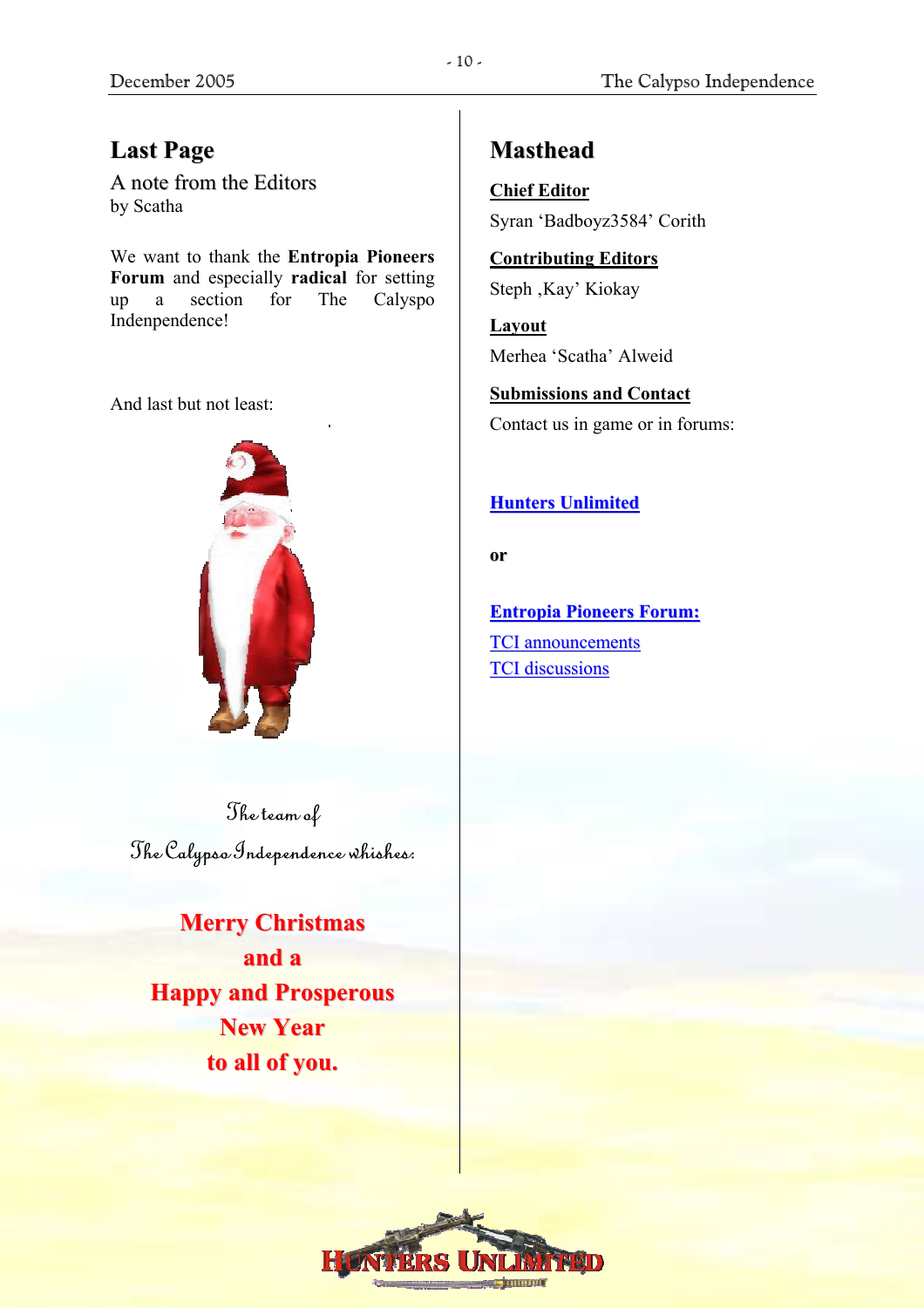## Last Page

### A note from the Editors

by Scatha

We want to thank the **Entropia Pioneers Forum** and especially **radical** for setting up a section for The Calyspo Indenpendence!

And last but not least:

The team of

The Calypso Independence whishes:

**Merry Christmas**
**and a**
**Happy and Prosperous**
**New Year**
**to all of you.**

## Masthead

**Chief Editor**

Syran 'Badboyz3584' Corith

**Contributing Editors**

Steph ,Kay' Kiokay

**Layout**

Merhea 'Scatha' Alweid

**Submissions and Contact**

Contact us in game or in forums:

**Hunters Unlimited**

**or**

**Entropia Pioneers Forum:**

TCI announcements
TCI discussions